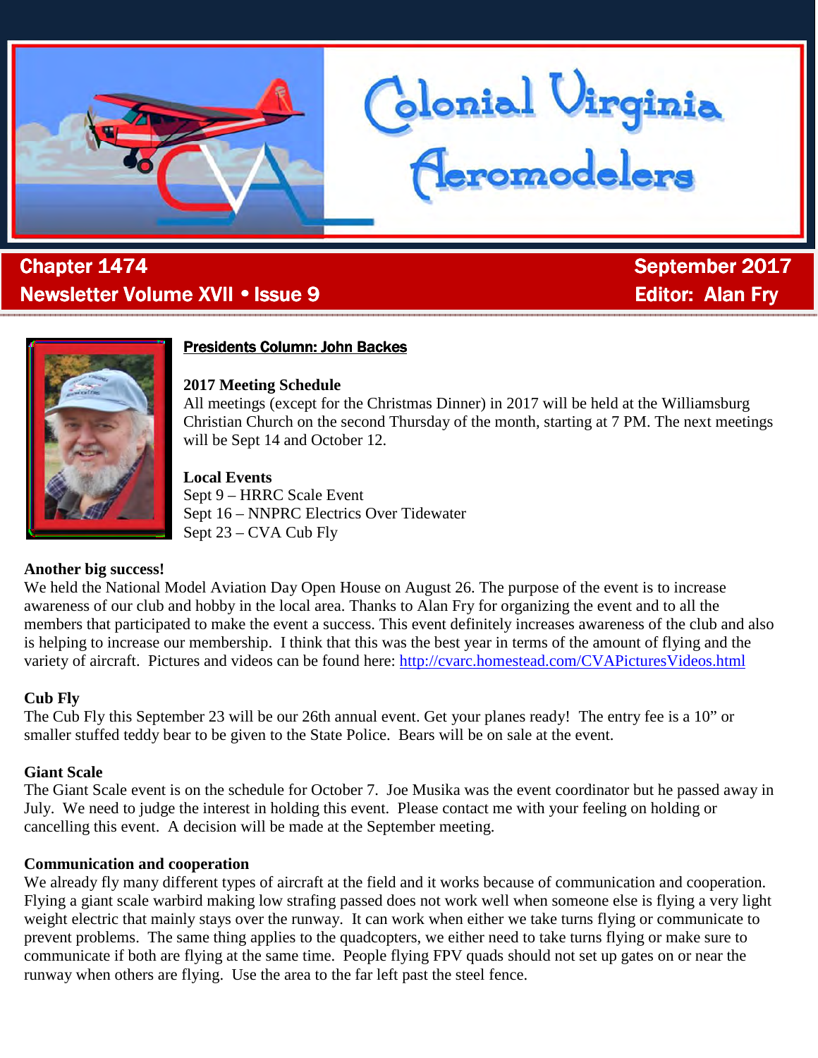# Colonial Virginia Aeromodelers

**Chapter 1474** — **September 2017**

**Newsletter Volume XVII • Issue 9** — **Editor: Alan Fry**

## Presidents Column: John Backes

**2017 Meeting Schedule**

All meetings (except for the Christmas Dinner) in 2017 will be held at the Williamsburg Christian Church on the second Thursday of the month, starting at 7 PM. The next meetings will be Sept 14 and October 12.

**Local Events**

Sept 9 – HRRC Scale Event
Sept 16 – NNPRC Electrics Over Tidewater
Sept 23 – CVA Cub Fly

**Another big success!**

We held the National Model Aviation Day Open House on August 26. The purpose of the event is to increase awareness of our club and hobby in the local area. Thanks to Alan Fry for organizing the event and to all the members that participated to make the event a success. This event definitely increases awareness of the club and also is helping to increase our membership. I think that this was the best year in terms of the amount of flying and the variety of aircraft. Pictures and videos can be found here: http://cvarc.homestead.com/CVAPicturesVideos.html

**Cub Fly**

The Cub Fly this September 23 will be our 26th annual event. Get your planes ready! The entry fee is a 10" or smaller stuffed teddy bear to be given to the State Police. Bears will be on sale at the event.

**Giant Scale**

The Giant Scale event is on the schedule for October 7. Joe Musika was the event coordinator but he passed away in July. We need to judge the interest in holding this event. Please contact me with your feeling on holding or cancelling this event. A decision will be made at the September meeting.

**Communication and cooperation**

We already fly many different types of aircraft at the field and it works because of communication and cooperation. Flying a giant scale warbird making low strafing passed does not work well when someone else is flying a very light weight electric that mainly stays over the runway. It can work when either we take turns flying or communicate to prevent problems. The same thing applies to the quadcopters, we either need to take turns flying or make sure to communicate if both are flying at the same time. People flying FPV quads should not set up gates on or near the runway when others are flying. Use the area to the far left past the steel fence.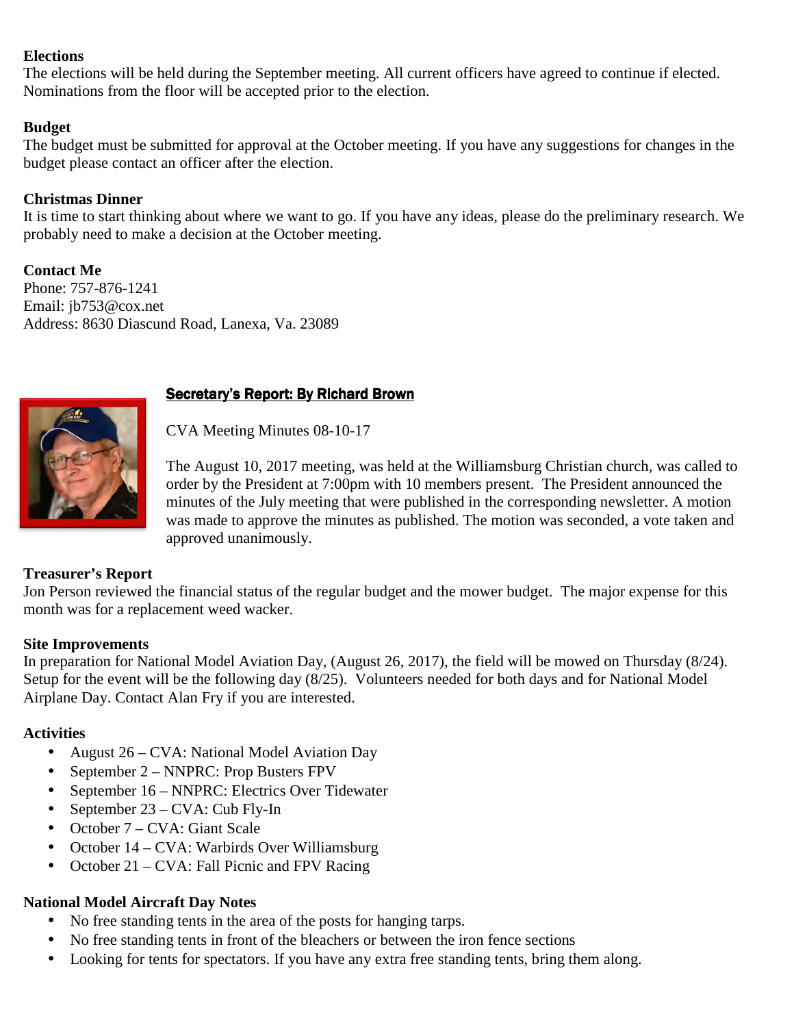**Elections**
The elections will be held during the September meeting. All current officers have agreed to continue if elected. Nominations from the floor will be accepted prior to the election.

**Budget**
The budget must be submitted for approval at the October meeting. If you have any suggestions for changes in the budget please contact an officer after the election.

**Christmas Dinner**
It is time to start thinking about where we want to go. If you have any ideas, please do the preliminary research. We probably need to make a decision at the October meeting.

**Contact Me**
Phone: 757-876-1241
Email: jb753@cox.net
Address: 8630 Diascund Road, Lanexa, Va. 23089

## Secretary's Report: By Richard Brown

CVA Meeting Minutes 08-10-17

The August 10, 2017 meeting, was held at the Williamsburg Christian church, was called to order by the President at 7:00pm with 10 members present. The President announced the minutes of the July meeting that were published in the corresponding newsletter. A motion was made to approve the minutes as published. The motion was seconded, a vote taken and approved unanimously.

**Treasurer's Report**
Jon Person reviewed the financial status of the regular budget and the mower budget. The major expense for this month was for a replacement weed wacker.

**Site Improvements**
In preparation for National Model Aviation Day, (August 26, 2017), the field will be mowed on Thursday (8/24). Setup for the event will be the following day (8/25). Volunteers needed for both days and for National Model Airplane Day. Contact Alan Fry if you are interested.

**Activities**

- August 26 – CVA: National Model Aviation Day
- September 2 – NNPRC: Prop Busters FPV
- September 16 – NNPRC: Electrics Over Tidewater
- September 23 – CVA: Cub Fly-In
- October 7 – CVA: Giant Scale
- October 14 – CVA: Warbirds Over Williamsburg
- October 21 – CVA: Fall Picnic and FPV Racing

**National Model Aircraft Day Notes**

- No free standing tents in the area of the posts for hanging tarps.
- No free standing tents in front of the bleachers or between the iron fence sections
- Looking for tents for spectators. If you have any extra free standing tents, bring them along.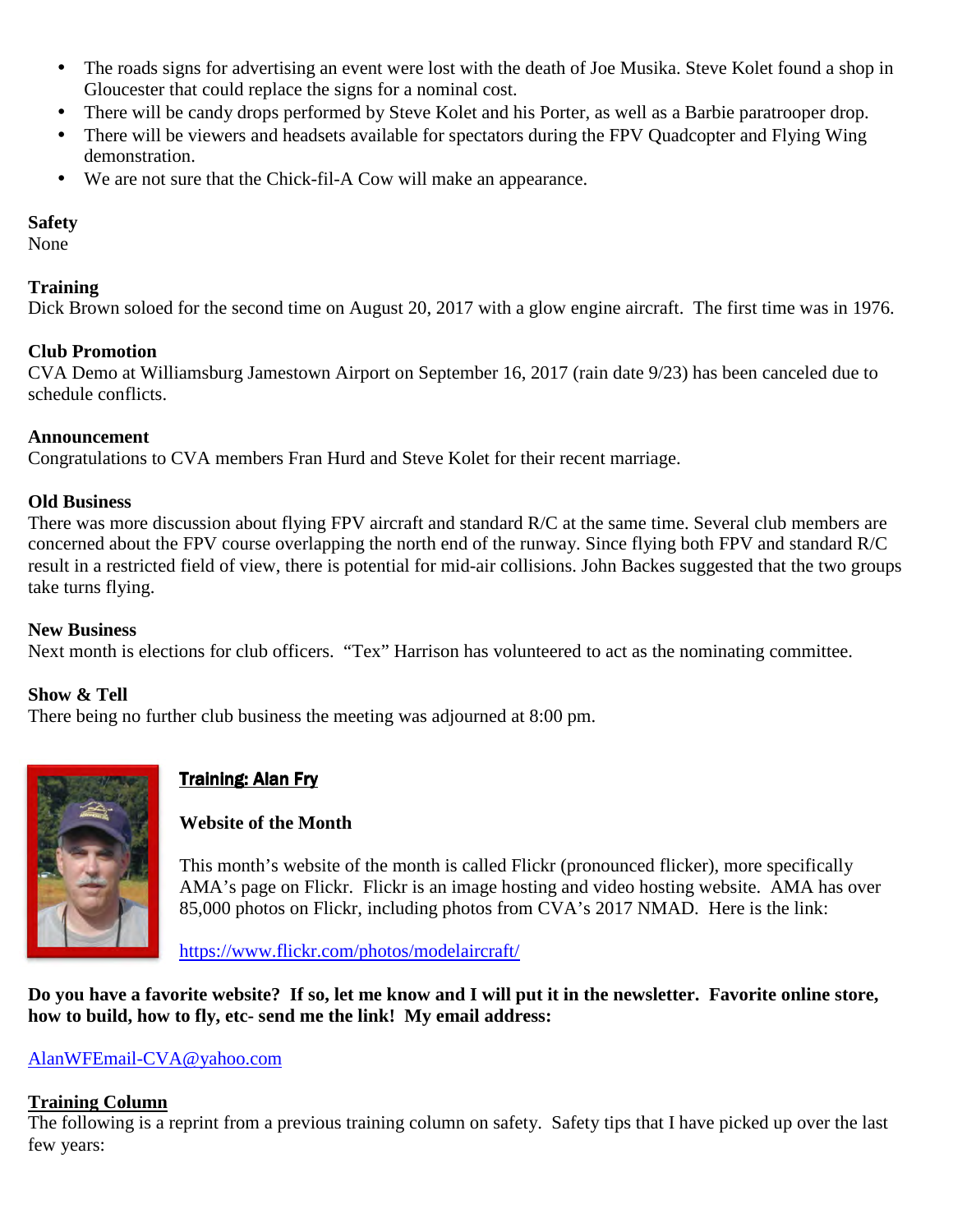- The roads signs for advertising an event were lost with the death of Joe Musika. Steve Kolet found a shop in Gloucester that could replace the signs for a nominal cost.
- There will be candy drops performed by Steve Kolet and his Porter, as well as a Barbie paratrooper drop.
- There will be viewers and headsets available for spectators during the FPV Quadcopter and Flying Wing demonstration.
- We are not sure that the Chick-fil-A Cow will make an appearance.

**Safety**
None

**Training**
Dick Brown soloed for the second time on August 20, 2017 with a glow engine aircraft. The first time was in 1976.

**Club Promotion**
CVA Demo at Williamsburg Jamestown Airport on September 16, 2017 (rain date 9/23) has been canceled due to schedule conflicts.

**Announcement**
Congratulations to CVA members Fran Hurd and Steve Kolet for their recent marriage.

**Old Business**
There was more discussion about flying FPV aircraft and standard R/C at the same time. Several club members are concerned about the FPV course overlapping the north end of the runway. Since flying both FPV and standard R/C result in a restricted field of view, there is potential for mid-air collisions. John Backes suggested that the two groups take turns flying.

**New Business**
Next month is elections for club officers. "Tex" Harrison has volunteered to act as the nominating committee.

**Show & Tell**
There being no further club business the meeting was adjourned at 8:00 pm.

## Training: Alan Fry

**Website of the Month**

This month's website of the month is called Flickr (pronounced flicker), more specifically AMA's page on Flickr. Flickr is an image hosting and video hosting website. AMA has over 85,000 photos on Flickr, including photos from CVA's 2017 NMAD. Here is the link:

https://www.flickr.com/photos/modelaircraft/

**Do you have a favorite website? If so, let me know and I will put it in the newsletter. Favorite online store, how to build, how to fly, etc- send me the link! My email address:**

AlanWFEmail-CVA@yahoo.com

**Training Column**
The following is a reprint from a previous training column on safety. Safety tips that I have picked up over the last few years: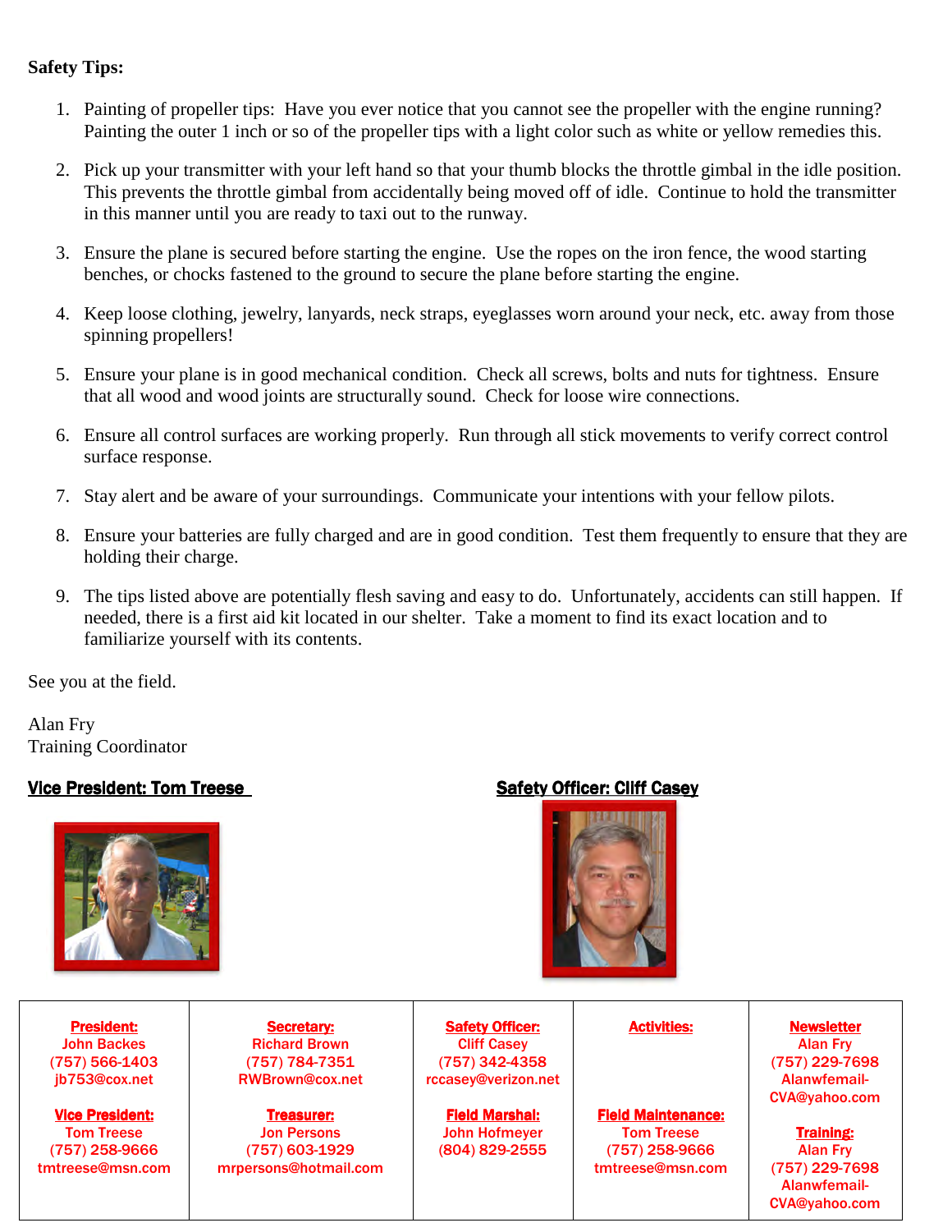**Safety Tips:**

1. Painting of propeller tips: Have you ever notice that you cannot see the propeller with the engine running? Painting the outer 1 inch or so of the propeller tips with a light color such as white or yellow remedies this.

2. Pick up your transmitter with your left hand so that your thumb blocks the throttle gimbal in the idle position. This prevents the throttle gimbal from accidentally being moved off of idle. Continue to hold the transmitter in this manner until you are ready to taxi out to the runway.

3. Ensure the plane is secured before starting the engine. Use the ropes on the iron fence, the wood starting benches, or chocks fastened to the ground to secure the plane before starting the engine.

4. Keep loose clothing, jewelry, lanyards, neck straps, eyeglasses worn around your neck, etc. away from those spinning propellers!

5. Ensure your plane is in good mechanical condition. Check all screws, bolts and nuts for tightness. Ensure that all wood and wood joints are structurally sound. Check for loose wire connections.

6. Ensure all control surfaces are working properly. Run through all stick movements to verify correct control surface response.

7. Stay alert and be aware of your surroundings. Communicate your intentions with your fellow pilots.

8. Ensure your batteries are fully charged and are in good condition. Test them frequently to ensure that they are holding their charge.

9. The tips listed above are potentially flesh saving and easy to do. Unfortunately, accidents can still happen. If needed, there is a first aid kit located in our shelter. Take a moment to find its exact location and to familiarize yourself with its contents.

See you at the field.

Alan Fry
Training Coordinator

**Vice President: Tom Treese**

**Safety Officer: Cliff Casey**

| | | | | |
|---|---|---|---|---|
| **President:** John Backes (757) 566-1403 jb753@cox.net | **Secretary:** Richard Brown (757) 784-7351 RWBrown@cox.net | **Safety Officer:** Cliff Casey (757) 342-4358 rccasey@verizon.net | **Activities:** | **Newsletter** Alan Fry (757) 229-7698 Alanwfemail-CVA@yahoo.com |
| **Vice President:** Tom Treese (757) 258-9666 tmtreese@msn.com | **Treasurer:** Jon Persons (757) 603-1929 mrpersons@hotmail.com | **Field Marshal:** John Hofmeyer (804) 829-2555 | **Field Maintenance:** Tom Treese (757) 258-9666 tmtreese@msn.com | **Training:** Alan Fry (757) 229-7698 Alanwfemail-CVA@yahoo.com |